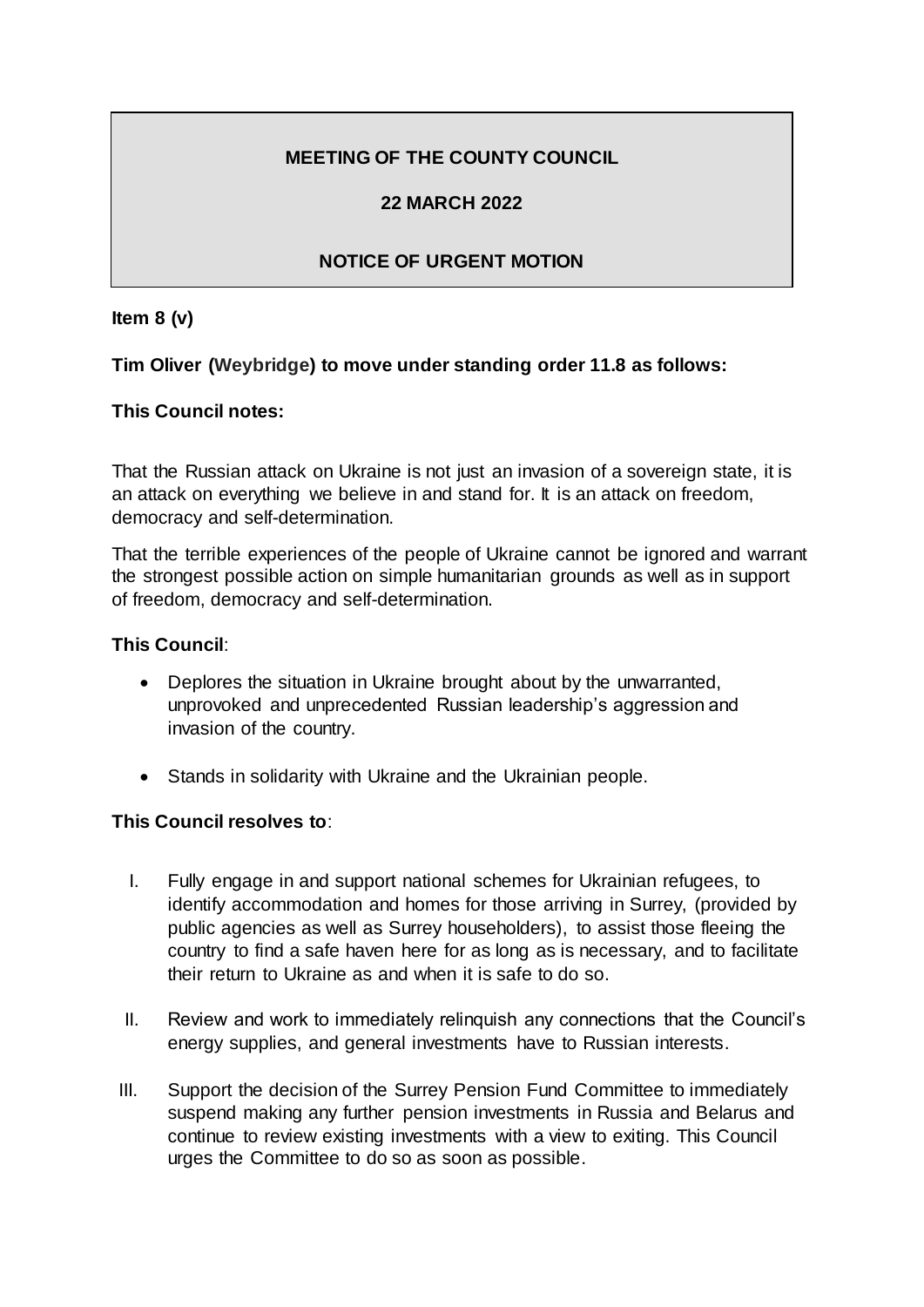# MEETING OF THE COUNTY COUNCIL

## 22 MARCH 2022

## NOTICE OF URGENT MOTION

**Item 8 (v)**

**Tim Oliver (Weybridge) to move under standing order 11.8 as follows:**

**This Council notes:**

That the Russian attack on Ukraine is not just an invasion of a sovereign state, it is an attack on everything we believe in and stand for. It is an attack on freedom, democracy and self-determination.

That the terrible experiences of the people of Ukraine cannot be ignored and warrant the strongest possible action on simple humanitarian grounds as well as in support of freedom, democracy and self-determination.

**This Council**:

- Deplores the situation in Ukraine brought about by the unwarranted, unprovoked and unprecedented Russian leadership's aggression and invasion of the country.
- Stands in solidarity with Ukraine and the Ukrainian people.

**This Council resolves to**:

I. Fully engage in and support national schemes for Ukrainian refugees, to identify accommodation and homes for those arriving in Surrey, (provided by public agencies as well as Surrey householders), to assist those fleeing the country to find a safe haven here for as long as is necessary, and to facilitate their return to Ukraine as and when it is safe to do so.

II. Review and work to immediately relinquish any connections that the Council's energy supplies, and general investments have to Russian interests.

III. Support the decision of the Surrey Pension Fund Committee to immediately suspend making any further pension investments in Russia and Belarus and continue to review existing investments with a view to exiting. This Council urges the Committee to do so as soon as possible.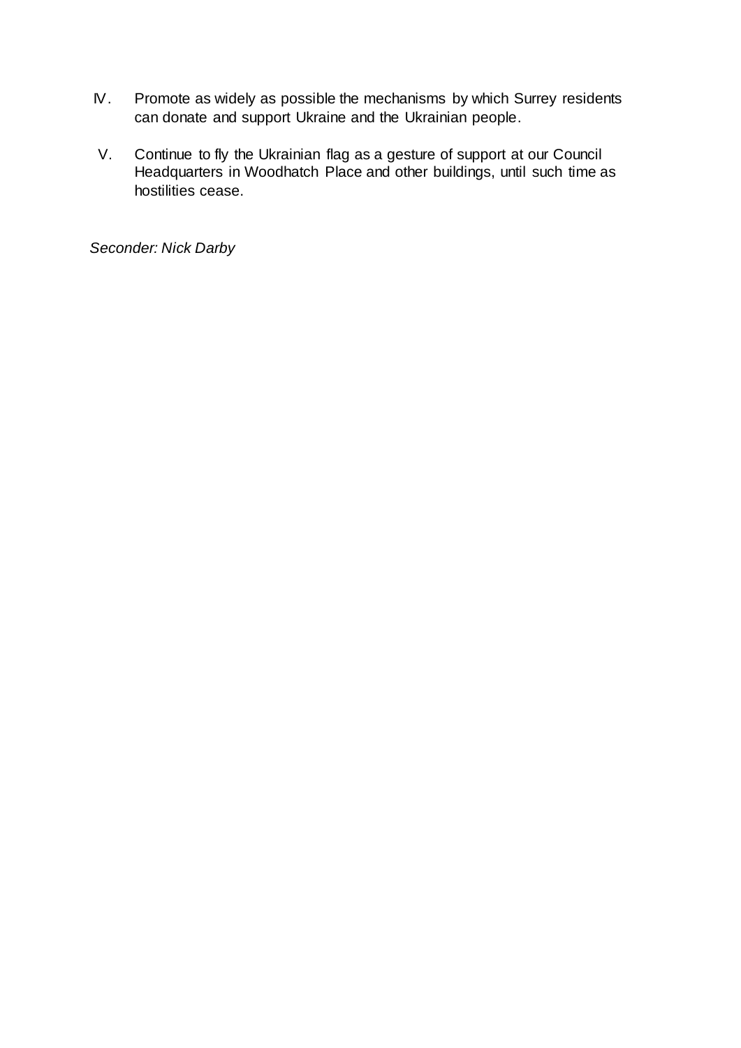IV. Promote as widely as possible the mechanisms by which Surrey residents can donate and support Ukraine and the Ukrainian people.

V. Continue to fly the Ukrainian flag as a gesture of support at our Council Headquarters in Woodhatch Place and other buildings, until such time as hostilities cease.

*Seconder: Nick Darby*